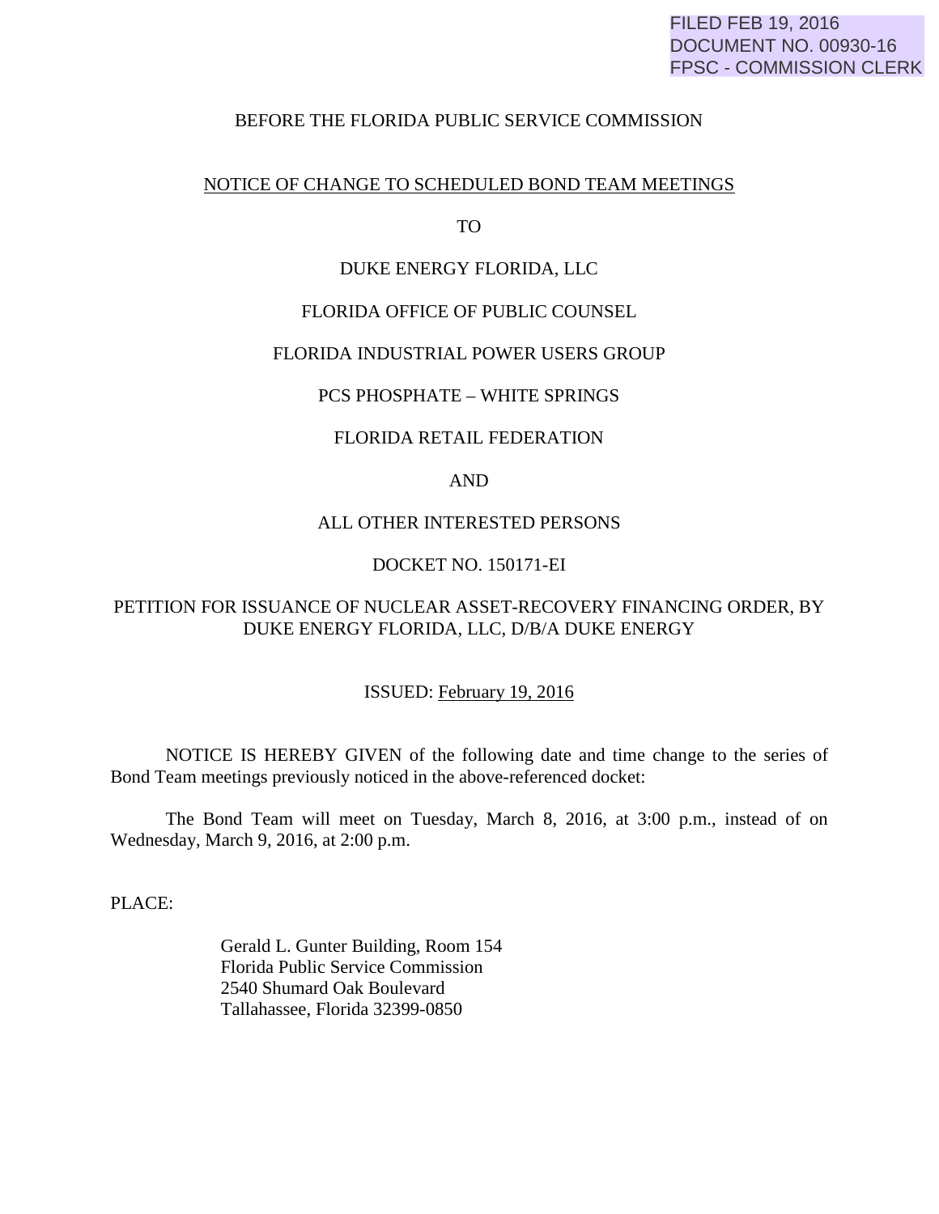FILED FEB 19, 2016
DOCUMENT NO. 00930-16
FPSC - COMMISSION CLERK

BEFORE THE FLORIDA PUBLIC SERVICE COMMISSION

NOTICE OF CHANGE TO SCHEDULED BOND TEAM MEETINGS

TO

DUKE ENERGY FLORIDA, LLC

FLORIDA OFFICE OF PUBLIC COUNSEL

FLORIDA INDUSTRIAL POWER USERS GROUP

PCS PHOSPHATE – WHITE SPRINGS

FLORIDA RETAIL FEDERATION

AND

ALL OTHER INTERESTED PERSONS

DOCKET NO. 150171-EI

PETITION FOR ISSUANCE OF NUCLEAR ASSET-RECOVERY FINANCING ORDER, BY DUKE ENERGY FLORIDA, LLC, D/B/A DUKE ENERGY

ISSUED: February 19, 2016

NOTICE IS HEREBY GIVEN of the following date and time change to the series of Bond Team meetings previously noticed in the above-referenced docket:

The Bond Team will meet on Tuesday, March 8, 2016, at 3:00 p.m., instead of on Wednesday, March 9, 2016, at 2:00 p.m.

PLACE:

Gerald L. Gunter Building, Room 154
Florida Public Service Commission
2540 Shumard Oak Boulevard
Tallahassee, Florida 32399-0850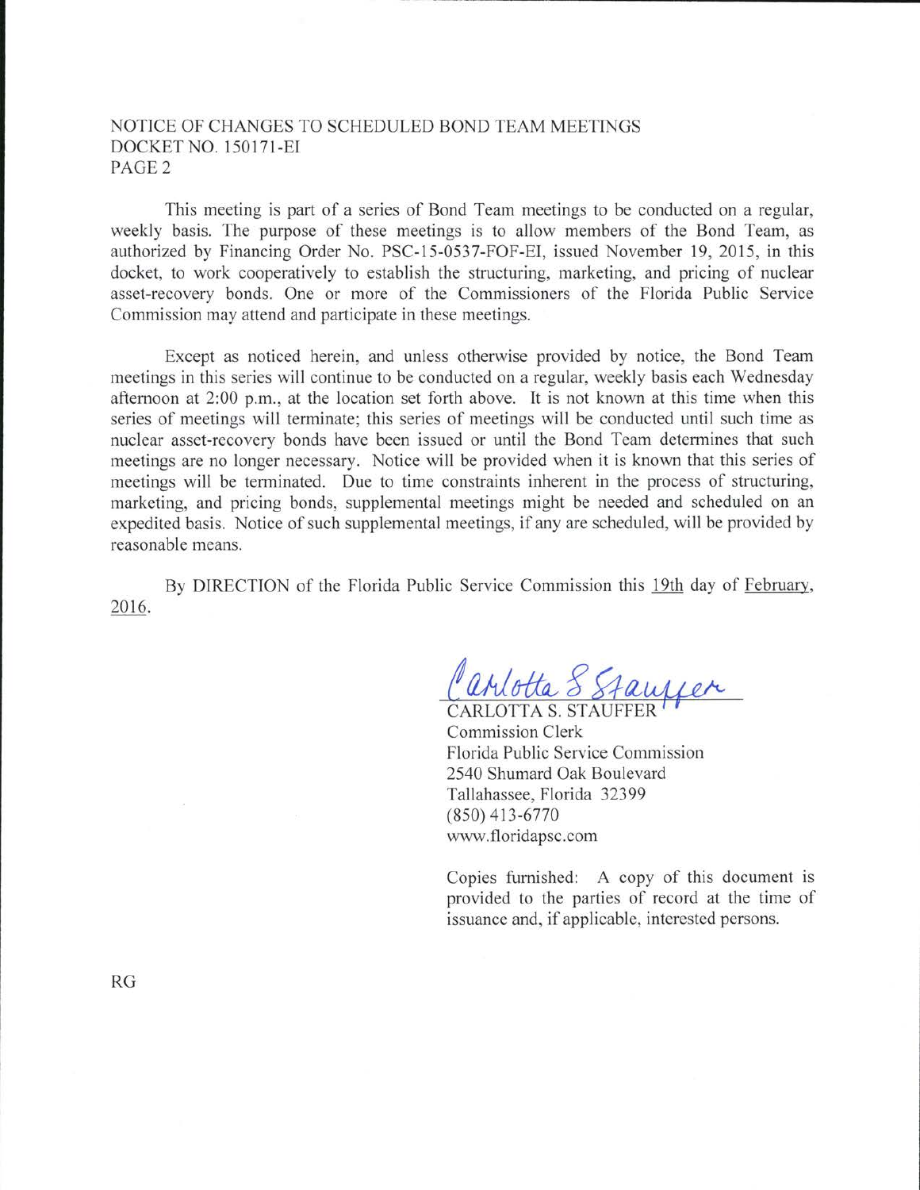This meeting is part of a series of Bond Team meetings to be conducted on a regular, weekly basis. The purpose of these meetings is to allow members of the Bond Team, as authorized by Financing Order No. PSC-15-0537-FOF-EI, issued November 19, 2015, in this docket, to work cooperatively to establish the structuring, marketing, and pricing of nuclear asset-recovery bonds. One or more of the Commissioners of the Florida Public Service Commission may attend and participate in these meetings.

Except as noticed herein, and unless otherwise provided by notice, the Bond Team meetings in this series will continue to be conducted on a regular, weekly basis each Wednesday afternoon at 2:00 p.m., at the location set forth above. It is not known at this time when this series of meetings will terminate; this series of meetings will be conducted until such time as nuclear asset-recovery bonds have been issued or until the Bond Team determines that such meetings are no longer necessary. Notice will be provided when it is known that this series of meetings will be terminated. Due to time constraints inherent in the process of structuring, marketing, and pricing bonds, supplemental meetings might be needed and scheduled on an expedited basis. Notice of such supplemental meetings, if any are scheduled, will be provided by reasonable means.

By DIRECTION of the Florida Public Service Commission this 19th day of February, 2016.

Carlotta S. Stauffer

CARLOTTA S. STAUFFER
Commission Clerk
Florida Public Service Commission
2540 Shumard Oak Boulevard
Tallahassee, Florida 32399
(850) 413-6770
www.floridapsc.com

Copies furnished: A copy of this document is provided to the parties of record at the time of issuance and, if applicable, interested persons.

RG